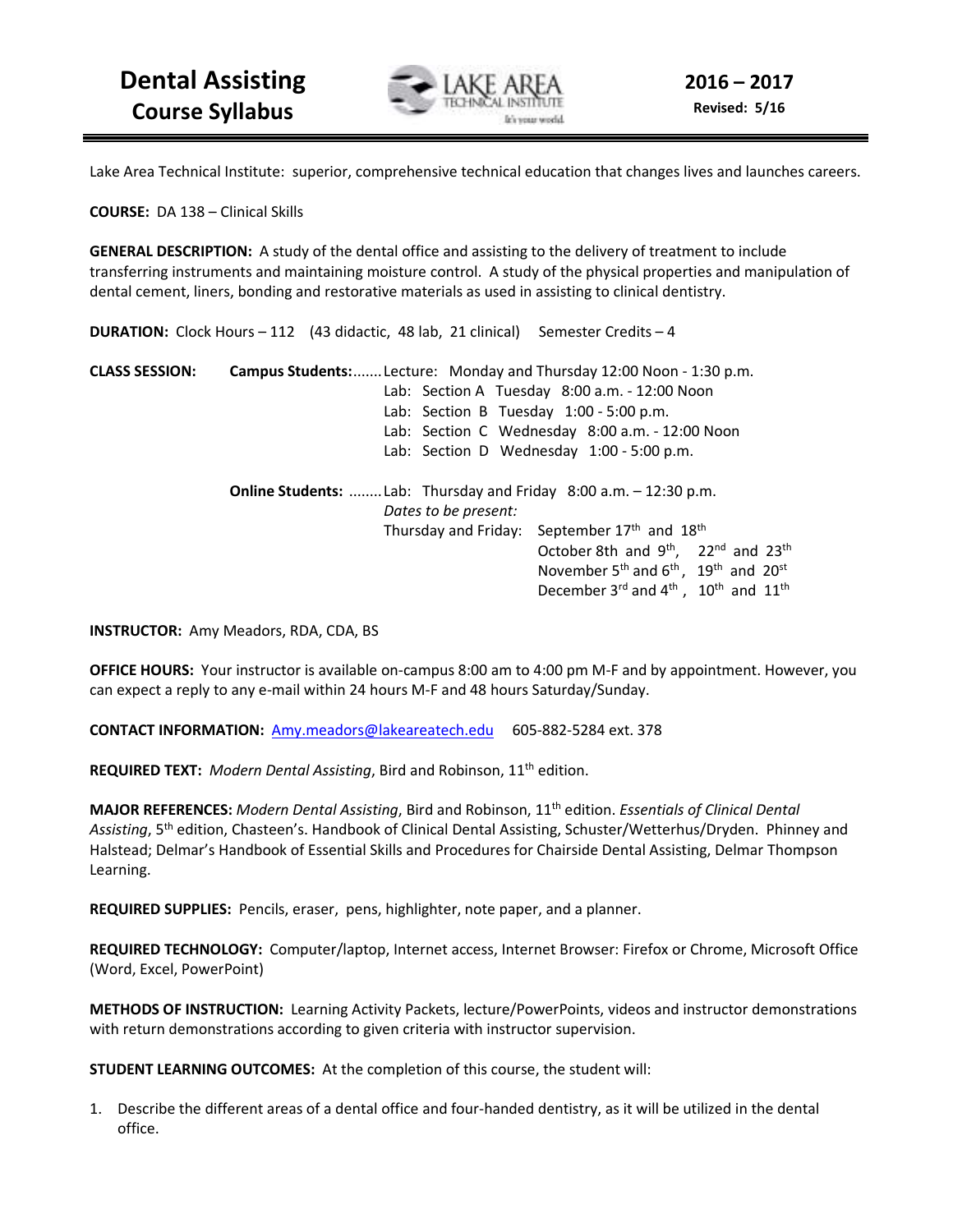# Dental Assisting Course Syllabus

**2016 – 2017**
**Revised: 5/16**

Lake Area Technical Institute: superior, comprehensive technical education that changes lives and launches careers.

**COURSE:** DA 138 – Clinical Skills

**GENERAL DESCRIPTION:** A study of the dental office and assisting to the delivery of treatment to include transferring instruments and maintaining moisture control. A study of the physical properties and manipulation of dental cement, liners, bonding and restorative materials as used in assisting to clinical dentistry.

**DURATION:** Clock Hours – 112 (43 didactic, 48 lab, 21 clinical) Semester Credits – 4

**CLASS SESSION:**

**Campus Students:**
- Lecture: Monday and Thursday 12:00 Noon - 1:30 p.m.
- Lab: Section A Tuesday 8:00 a.m. - 12:00 Noon
- Lab: Section B Tuesday 1:00 - 5:00 p.m.
- Lab: Section C Wednesday 8:00 a.m. - 12:00 Noon
- Lab: Section D Wednesday 1:00 - 5:00 p.m.

**Online Students:**
- Lab: Thursday and Friday 8:00 a.m. – 12:30 p.m.

*Dates to be present:*

Thursday and Friday:
- September 17th and 18th
- October 8th and 9th, 22nd and 23rd
- November 5th and 6th, 19th and 20st
- December 3rd and 4th, 10th and 11th

**INSTRUCTOR:** Amy Meadors, RDA, CDA, BS

**OFFICE HOURS:** Your instructor is available on-campus 8:00 am to 4:00 pm M-F and by appointment. However, you can expect a reply to any e-mail within 24 hours M-F and 48 hours Saturday/Sunday.

**CONTACT INFORMATION:** Amy.meadors@lakeareatech.edu 605-882-5284 ext. 378

**REQUIRED TEXT:** *Modern Dental Assisting*, Bird and Robinson, 11th edition.

**MAJOR REFERENCES:** *Modern Dental Assisting*, Bird and Robinson, 11th edition. *Essentials of Clinical Dental Assisting*, 5th edition, Chasteen's. Handbook of Clinical Dental Assisting, Schuster/Wetterhus/Dryden. Phinney and Halstead; Delmar's Handbook of Essential Skills and Procedures for Chairside Dental Assisting, Delmar Thompson Learning.

**REQUIRED SUPPLIES:** Pencils, eraser, pens, highlighter, note paper, and a planner.

**REQUIRED TECHNOLOGY:** Computer/laptop, Internet access, Internet Browser: Firefox or Chrome, Microsoft Office (Word, Excel, PowerPoint)

**METHODS OF INSTRUCTION:** Learning Activity Packets, lecture/PowerPoints, videos and instructor demonstrations with return demonstrations according to given criteria with instructor supervision.

**STUDENT LEARNING OUTCOMES:** At the completion of this course, the student will:

1. Describe the different areas of a dental office and four-handed dentistry, as it will be utilized in the dental office.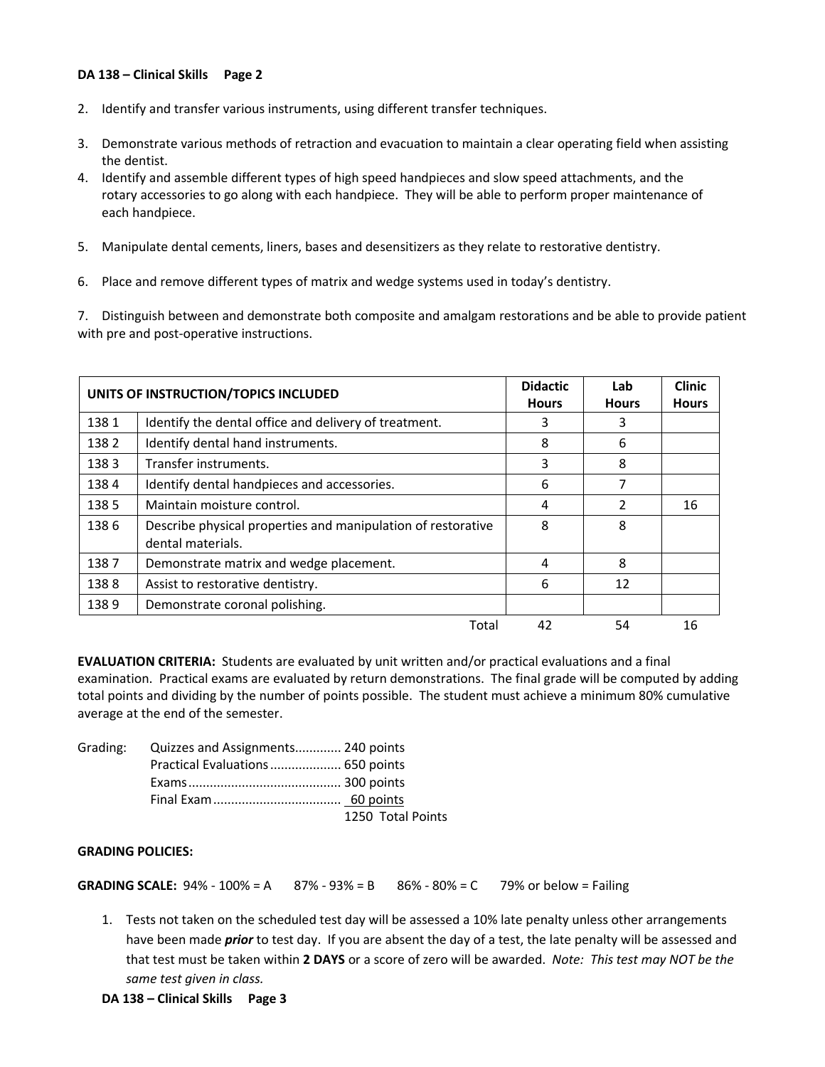2. Identify and transfer various instruments, using different transfer techniques.

3. Demonstrate various methods of retraction and evacuation to maintain a clear operating field when assisting the dentist.

4. Identify and assemble different types of high speed handpieces and slow speed attachments, and the rotary accessories to go along with each handpiece. They will be able to perform proper maintenance of each handpiece.

5. Manipulate dental cements, liners, bases and desensitizers as they relate to restorative dentistry.

6. Place and remove different types of matrix and wedge systems used in today's dentistry.

7. Distinguish between and demonstrate both composite and amalgam restorations and be able to provide patient with pre and post-operative instructions.

| UNITS OF INSTRUCTION/TOPICS INCLUDED | | Didactic Hours | Lab Hours | Clinic Hours |
|---|---|---|---|---|
| 138 1 | Identify the dental office and delivery of treatment. | 3 | 3 | |
| 138 2 | Identify dental hand instruments. | 8 | 6 | |
| 138 3 | Transfer instruments. | 3 | 8 | |
| 138 4 | Identify dental handpieces and accessories. | 6 | 7 | |
| 138 5 | Maintain moisture control. | 4 | 2 | 16 |
| 138 6 | Describe physical properties and manipulation of restorative dental materials. | 8 | 8 | |
| 138 7 | Demonstrate matrix and wedge placement. | 4 | 8 | |
| 138 8 | Assist to restorative dentistry. | 6 | 12 | |
| 138 9 | Demonstrate coronal polishing. | | | |
| | Total | 42 | 54 | 16 |

**EVALUATION CRITERIA:** Students are evaluated by unit written and/or practical evaluations and a final examination. Practical exams are evaluated by return demonstrations. The final grade will be computed by adding total points and dividing by the number of points possible. The student must achieve a minimum 80% cumulative average at the end of the semester.

Grading:
- Quizzes and Assignments............ 240 points
- Practical Evaluations.................... 650 points
- Exams........................................... 300 points
- Final Exam.................................... 60 points
- 1250 Total Points

**GRADING POLICIES:**

**GRADING SCALE:** 94% - 100% = A 87% - 93% = B 86% - 80% = C 79% or below = Failing

1. Tests not taken on the scheduled test day will be assessed a 10% late penalty unless other arrangements have been made ***prior*** to test day. If you are absent the day of a test, the late penalty will be assessed and that test must be taken within **2 DAYS** or a score of zero will be awarded. *Note: This test may NOT be the same test given in class.*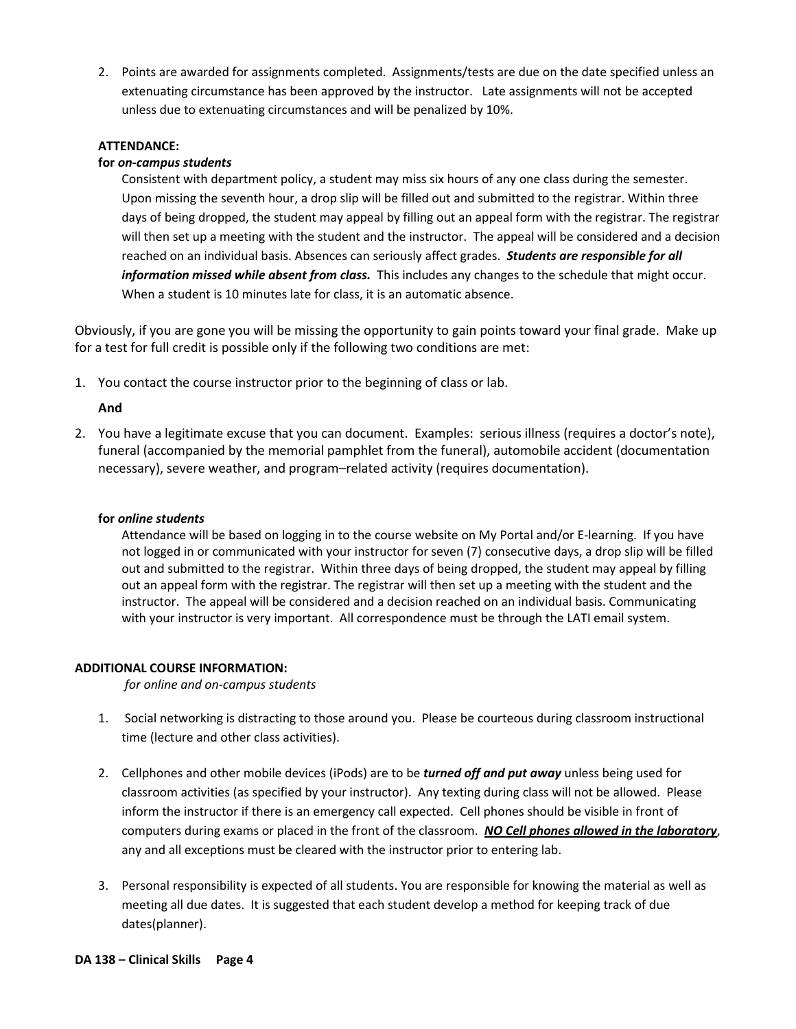2. Points are awarded for assignments completed. Assignments/tests are due on the date specified unless an extenuating circumstance has been approved by the instructor. Late assignments will not be accepted unless due to extenuating circumstances and will be penalized by 10%.

**ATTENDANCE:**

**for *on-campus students***

Consistent with department policy, a student may miss six hours of any one class during the semester. Upon missing the seventh hour, a drop slip will be filled out and submitted to the registrar. Within three days of being dropped, the student may appeal by filling out an appeal form with the registrar. The registrar will then set up a meeting with the student and the instructor. The appeal will be considered and a decision reached on an individual basis. Absences can seriously affect grades. ***Students are responsible for all information missed while absent from class.*** This includes any changes to the schedule that might occur. When a student is 10 minutes late for class, it is an automatic absence.

Obviously, if you are gone you will be missing the opportunity to gain points toward your final grade. Make up for a test for full credit is possible only if the following two conditions are met:

1. You contact the course instructor prior to the beginning of class or lab.

   **And**

2. You have a legitimate excuse that you can document. Examples: serious illness (requires a doctor's note), funeral (accompanied by the memorial pamphlet from the funeral), automobile accident (documentation necessary), severe weather, and program–related activity (requires documentation).

**for *online students***

Attendance will be based on logging in to the course website on My Portal and/or E-learning. If you have not logged in or communicated with your instructor for seven (7) consecutive days, a drop slip will be filled out and submitted to the registrar. Within three days of being dropped, the student may appeal by filling out an appeal form with the registrar. The registrar will then set up a meeting with the student and the instructor. The appeal will be considered and a decision reached on an individual basis. Communicating with your instructor is very important. All correspondence must be through the LATI email system.

**ADDITIONAL COURSE INFORMATION:**

*for online and on-campus students*

1. Social networking is distracting to those around you. Please be courteous during classroom instructional time (lecture and other class activities).

2. Cellphones and other mobile devices (iPods) are to be ***turned off and put away*** unless being used for classroom activities (as specified by your instructor). Any texting during class will not be allowed. Please inform the instructor if there is an emergency call expected. Cell phones should be visible in front of computers during exams or placed in the front of the classroom. ***<u>NO Cell phones allowed in the laboratory</u>***, any and all exceptions must be cleared with the instructor prior to entering lab.

3. Personal responsibility is expected of all students. You are responsible for knowing the material as well as meeting all due dates. It is suggested that each student develop a method for keeping track of due dates(planner).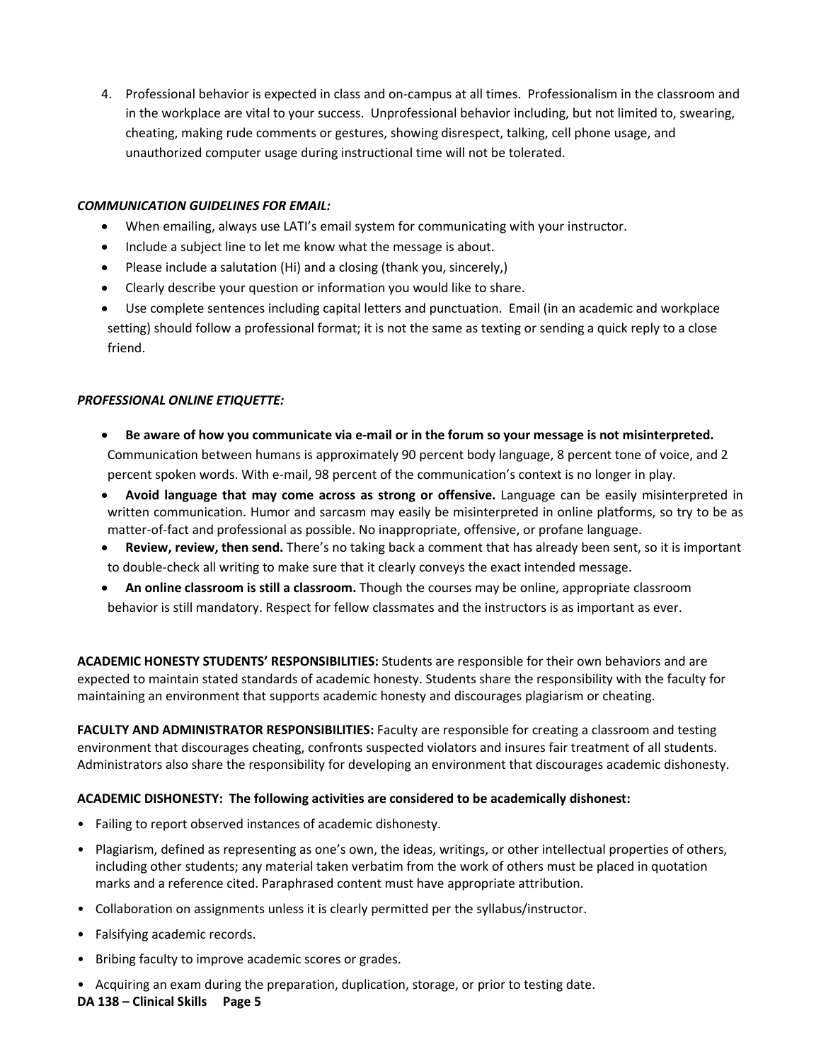4. Professional behavior is expected in class and on-campus at all times. Professionalism in the classroom and in the workplace are vital to your success. Unprofessional behavior including, but not limited to, swearing, cheating, making rude comments or gestures, showing disrespect, talking, cell phone usage, and unauthorized computer usage during instructional time will not be tolerated.

***COMMUNICATION GUIDELINES FOR EMAIL:***

- When emailing, always use LATI's email system for communicating with your instructor.
- Include a subject line to let me know what the message is about.
- Please include a salutation (Hi) and a closing (thank you, sincerely,)
- Clearly describe your question or information you would like to share.
- Use complete sentences including capital letters and punctuation. Email (in an academic and workplace setting) should follow a professional format; it is not the same as texting or sending a quick reply to a close friend.

***PROFESSIONAL ONLINE ETIQUETTE:***

- **Be aware of how you communicate via e-mail or in the forum so your message is not misinterpreted.** Communication between humans is approximately 90 percent body language, 8 percent tone of voice, and 2 percent spoken words. With e-mail, 98 percent of the communication's context is no longer in play.
- **Avoid language that may come across as strong or offensive.** Language can be easily misinterpreted in written communication. Humor and sarcasm may easily be misinterpreted in online platforms, so try to be as matter-of-fact and professional as possible. No inappropriate, offensive, or profane language.
- **Review, review, then send.** There's no taking back a comment that has already been sent, so it is important to double-check all writing to make sure that it clearly conveys the exact intended message.
- **An online classroom is still a classroom.** Though the courses may be online, appropriate classroom behavior is still mandatory. Respect for fellow classmates and the instructors is as important as ever.

**ACADEMIC HONESTY STUDENTS' RESPONSIBILITIES:** Students are responsible for their own behaviors and are expected to maintain stated standards of academic honesty. Students share the responsibility with the faculty for maintaining an environment that supports academic honesty and discourages plagiarism or cheating.

**FACULTY AND ADMINISTRATOR RESPONSIBILITIES:** Faculty are responsible for creating a classroom and testing environment that discourages cheating, confronts suspected violators and insures fair treatment of all students. Administrators also share the responsibility for developing an environment that discourages academic dishonesty.

**ACADEMIC DISHONESTY: The following activities are considered to be academically dishonest:**

- Failing to report observed instances of academic dishonesty.
- Plagiarism, defined as representing as one's own, the ideas, writings, or other intellectual properties of others, including other students; any material taken verbatim from the work of others must be placed in quotation marks and a reference cited. Paraphrased content must have appropriate attribution.
- Collaboration on assignments unless it is clearly permitted per the syllabus/instructor.
- Falsifying academic records.
- Bribing faculty to improve academic scores or grades.
- Acquiring an exam during the preparation, duplication, storage, or prior to testing date.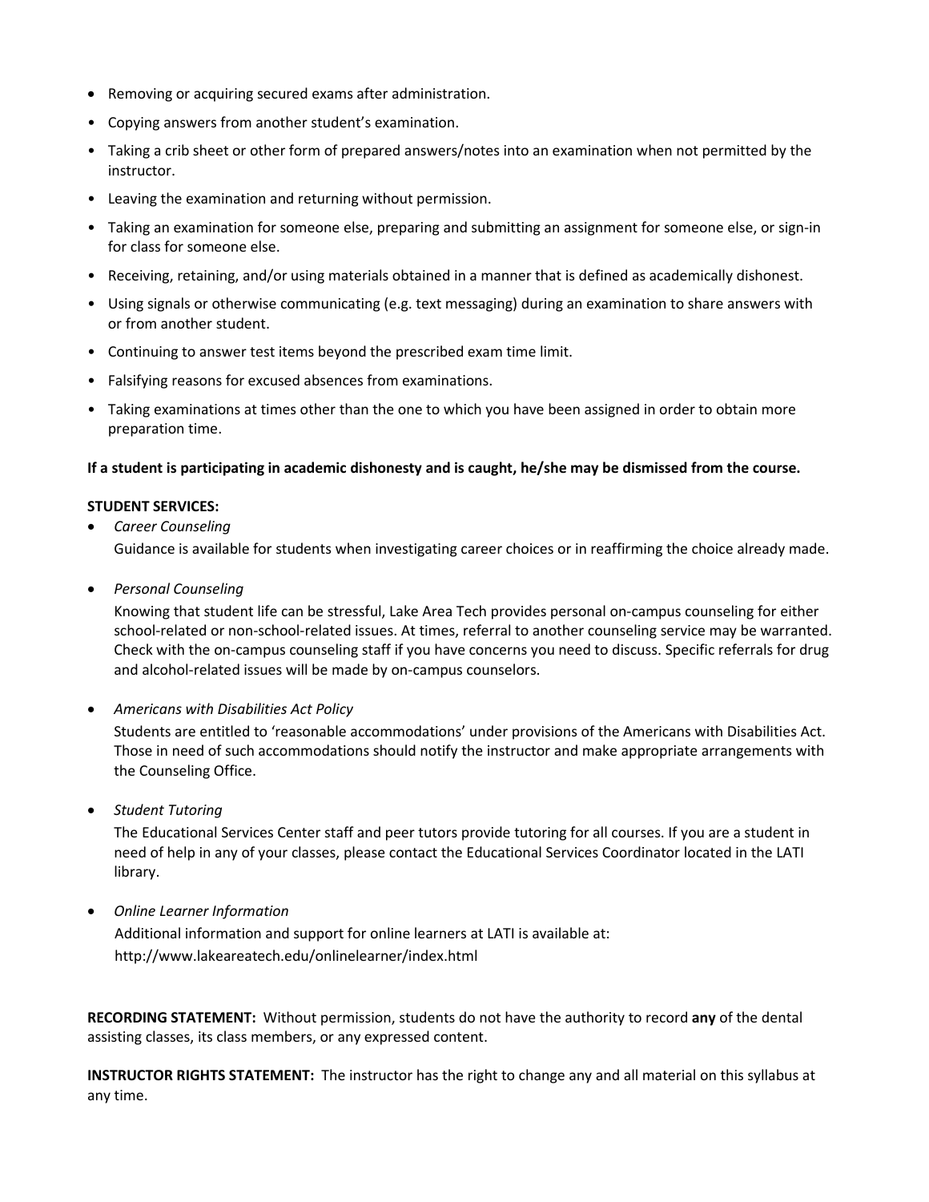- Removing or acquiring secured exams after administration.
- Copying answers from another student's examination.
- Taking a crib sheet or other form of prepared answers/notes into an examination when not permitted by the instructor.
- Leaving the examination and returning without permission.
- Taking an examination for someone else, preparing and submitting an assignment for someone else, or sign-in for class for someone else.
- Receiving, retaining, and/or using materials obtained in a manner that is defined as academically dishonest.
- Using signals or otherwise communicating (e.g. text messaging) during an examination to share answers with or from another student.
- Continuing to answer test items beyond the prescribed exam time limit.
- Falsifying reasons for excused absences from examinations.
- Taking examinations at times other than the one to which you have been assigned in order to obtain more preparation time.

**If a student is participating in academic dishonesty and is caught, he/she may be dismissed from the course.**

**STUDENT SERVICES:**

- *Career Counseling*

  Guidance is available for students when investigating career choices or in reaffirming the choice already made.

- *Personal Counseling*

  Knowing that student life can be stressful, Lake Area Tech provides personal on-campus counseling for either school-related or non-school-related issues. At times, referral to another counseling service may be warranted. Check with the on-campus counseling staff if you have concerns you need to discuss. Specific referrals for drug and alcohol-related issues will be made by on-campus counselors.

- *Americans with Disabilities Act Policy*

  Students are entitled to 'reasonable accommodations' under provisions of the Americans with Disabilities Act. Those in need of such accommodations should notify the instructor and make appropriate arrangements with the Counseling Office.

- *Student Tutoring*

  The Educational Services Center staff and peer tutors provide tutoring for all courses. If you are a student in need of help in any of your classes, please contact the Educational Services Coordinator located in the LATI library.

- *Online Learner Information*

  Additional information and support for online learners at LATI is available at:
  http://www.lakeareatech.edu/onlinelearner/index.html

**RECORDING STATEMENT:** Without permission, students do not have the authority to record **any** of the dental assisting classes, its class members, or any expressed content.

**INSTRUCTOR RIGHTS STATEMENT:** The instructor has the right to change any and all material on this syllabus at any time.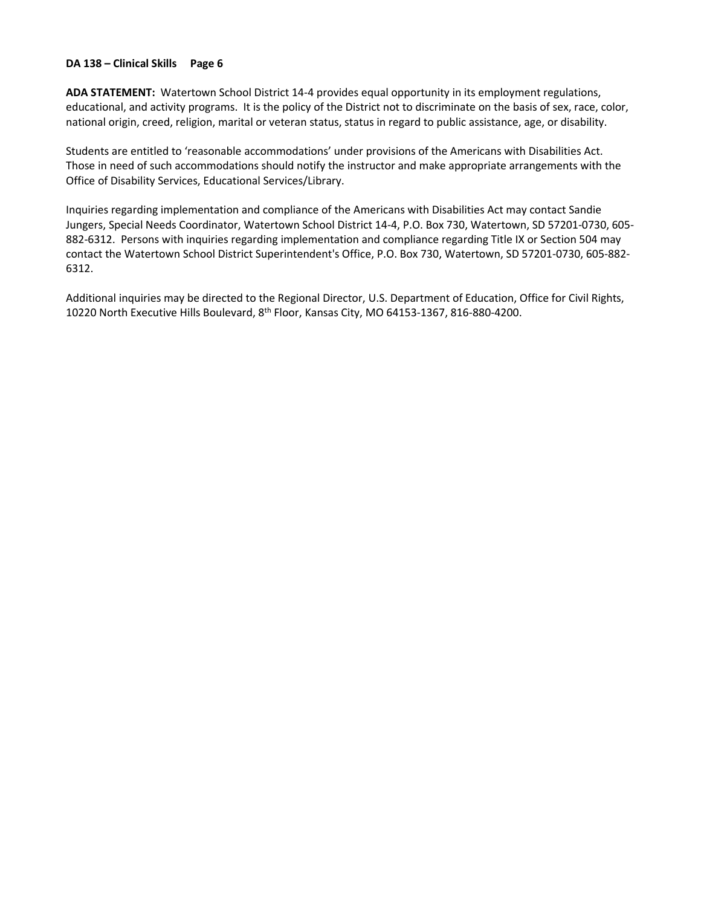**ADA STATEMENT:** Watertown School District 14-4 provides equal opportunity in its employment regulations, educational, and activity programs. It is the policy of the District not to discriminate on the basis of sex, race, color, national origin, creed, religion, marital or veteran status, status in regard to public assistance, age, or disability.

Students are entitled to 'reasonable accommodations' under provisions of the Americans with Disabilities Act. Those in need of such accommodations should notify the instructor and make appropriate arrangements with the Office of Disability Services, Educational Services/Library.

Inquiries regarding implementation and compliance of the Americans with Disabilities Act may contact Sandie Jungers, Special Needs Coordinator, Watertown School District 14-4, P.O. Box 730, Watertown, SD 57201-0730, 605-882-6312. Persons with inquiries regarding implementation and compliance regarding Title IX or Section 504 may contact the Watertown School District Superintendent's Office, P.O. Box 730, Watertown, SD 57201-0730, 605-882-6312.

Additional inquiries may be directed to the Regional Director, U.S. Department of Education, Office for Civil Rights, 10220 North Executive Hills Boulevard, 8th Floor, Kansas City, MO 64153-1367, 816-880-4200.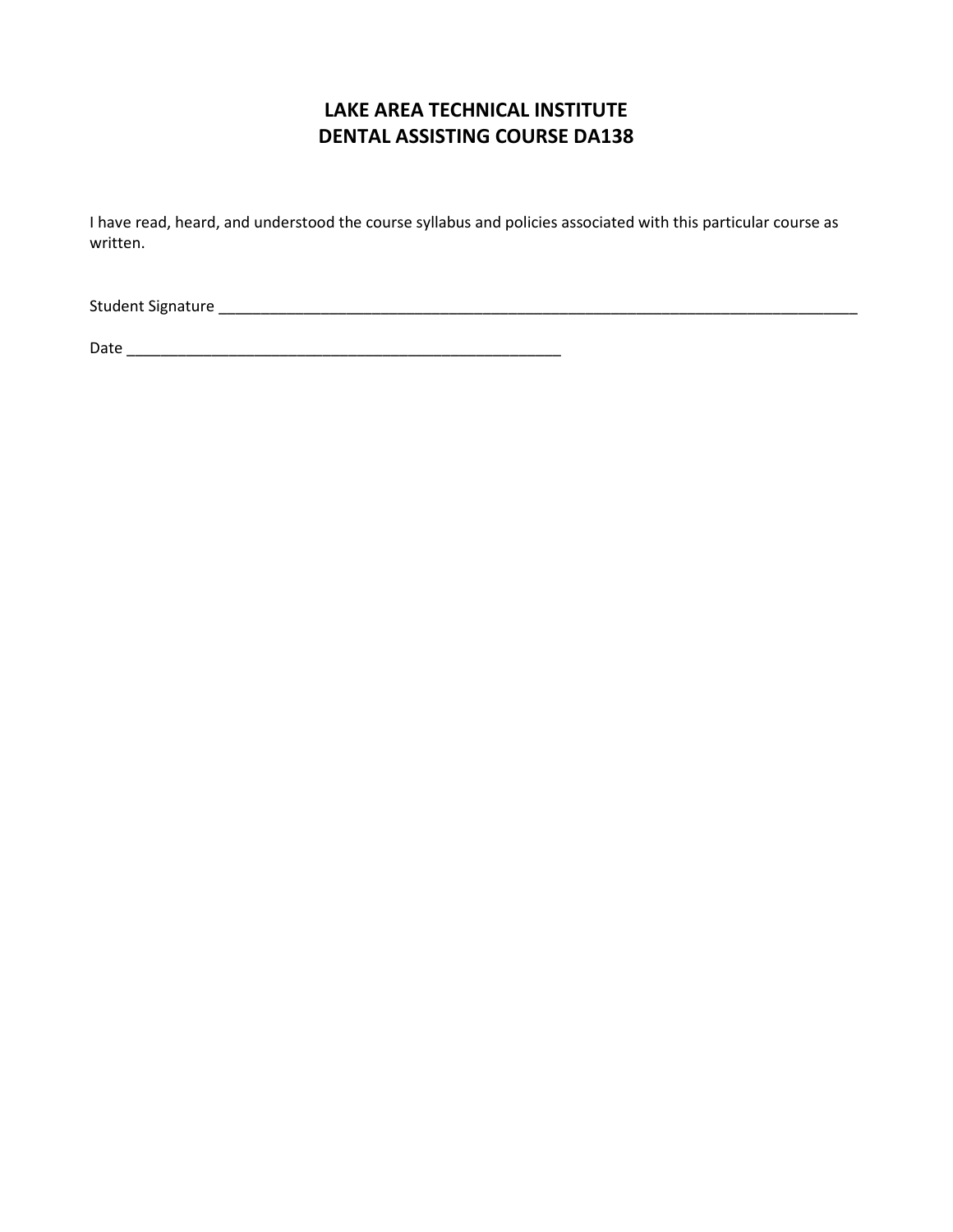# LAKE AREA TECHNICAL INSTITUTE
# DENTAL ASSISTING COURSE DA138

I have read, heard, and understood the course syllabus and policies associated with this particular course as written.

Student Signature ___________________________________________________________________________

Date ___________________________________________________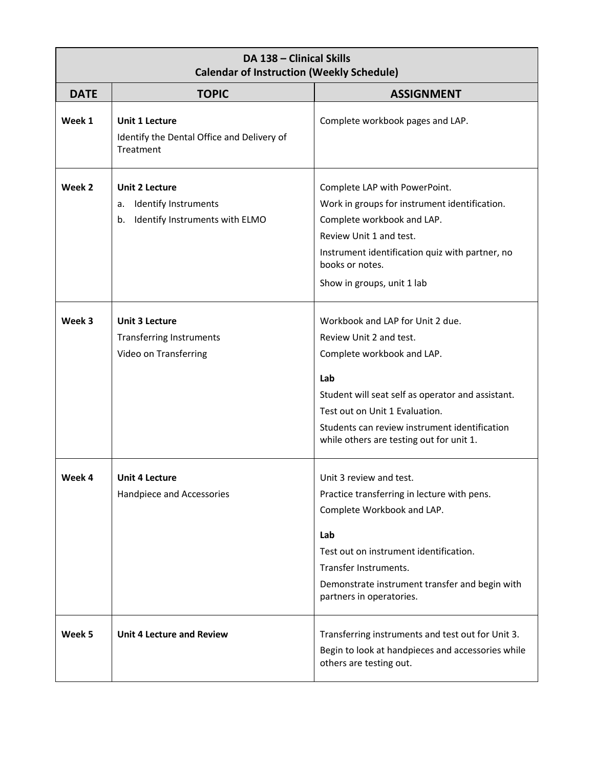| DA 138 – Clinical Skills<br>Calendar of Instruction (Weekly Schedule) | | |
|---|---|---|
| **DATE** | **TOPIC** | **ASSIGNMENT** |
| **Week 1** | **Unit 1 Lecture**<br>Identify the Dental Office and Delivery of Treatment | Complete workbook pages and LAP. |
| **Week 2** | **Unit 2 Lecture**<br>a. Identify Instruments<br>b. Identify Instruments with ELMO | Complete LAP with PowerPoint.<br>Work in groups for instrument identification.<br>Complete workbook and LAP.<br>Review Unit 1 and test.<br>Instrument identification quiz with partner, no books or notes.<br>Show in groups, unit 1 lab |
| **Week 3** | **Unit 3 Lecture**<br>Transferring Instruments<br>Video on Transferring | Workbook and LAP for Unit 2 due.<br>Review Unit 2 and test.<br>Complete workbook and LAP.<br>**Lab**<br>Student will seat self as operator and assistant.<br>Test out on Unit 1 Evaluation.<br>Students can review instrument identification while others are testing out for unit 1. |
| **Week 4** | **Unit 4 Lecture**<br>Handpiece and Accessories | Unit 3 review and test.<br>Practice transferring in lecture with pens.<br>Complete Workbook and LAP.<br>**Lab**<br>Test out on instrument identification.<br>Transfer Instruments.<br>Demonstrate instrument transfer and begin with partners in operatories. |
| **Week 5** | **Unit 4 Lecture and Review** | Transferring instruments and test out for Unit 3.<br>Begin to look at handpieces and accessories while others are testing out. |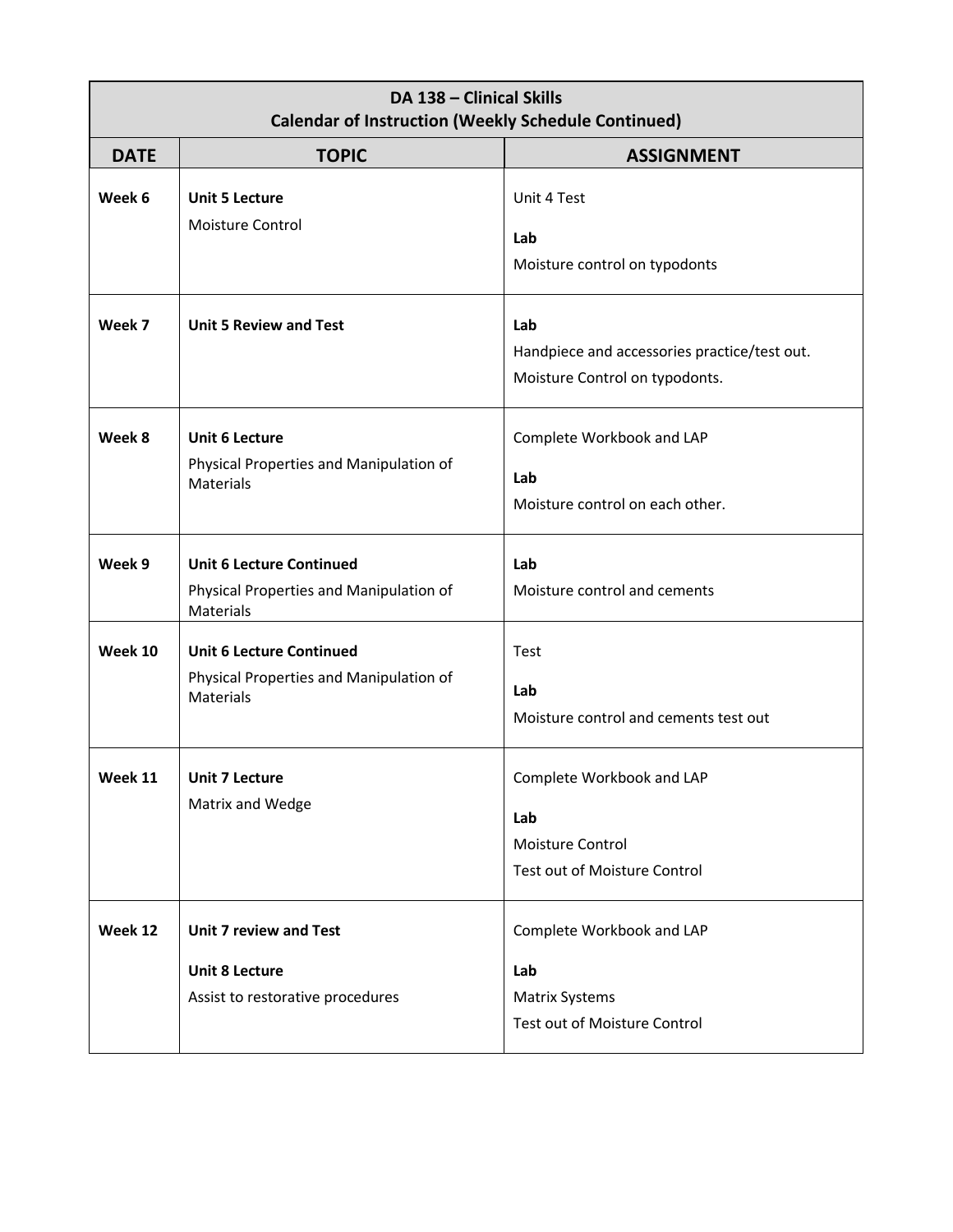| DA 138 – Clinical Skills<br>Calendar of Instruction (Weekly Schedule Continued) | | |
|---|---|---|
| **DATE** | **TOPIC** | **ASSIGNMENT** |
| **Week 6** | **Unit 5 Lecture**<br>Moisture Control | Unit 4 Test<br>**Lab**<br>Moisture control on typodonts |
| **Week 7** | **Unit 5 Review and Test** | **Lab**<br>Handpiece and accessories practice/test out.<br>Moisture Control on typodonts. |
| **Week 8** | **Unit 6 Lecture**<br>Physical Properties and Manipulation of Materials | Complete Workbook and LAP<br>**Lab**<br>Moisture control on each other. |
| **Week 9** | **Unit 6 Lecture Continued**<br>Physical Properties and Manipulation of Materials | **Lab**<br>Moisture control and cements |
| **Week 10** | **Unit 6 Lecture Continued**<br>Physical Properties and Manipulation of Materials | Test<br>**Lab**<br>Moisture control and cements test out |
| **Week 11** | **Unit 7 Lecture**<br>Matrix and Wedge | Complete Workbook and LAP<br>**Lab**<br>Moisture Control<br>Test out of Moisture Control |
| **Week 12** | **Unit 7 review and Test**<br>**Unit 8 Lecture**<br>Assist to restorative procedures | Complete Workbook and LAP<br>**Lab**<br>Matrix Systems<br>Test out of Moisture Control |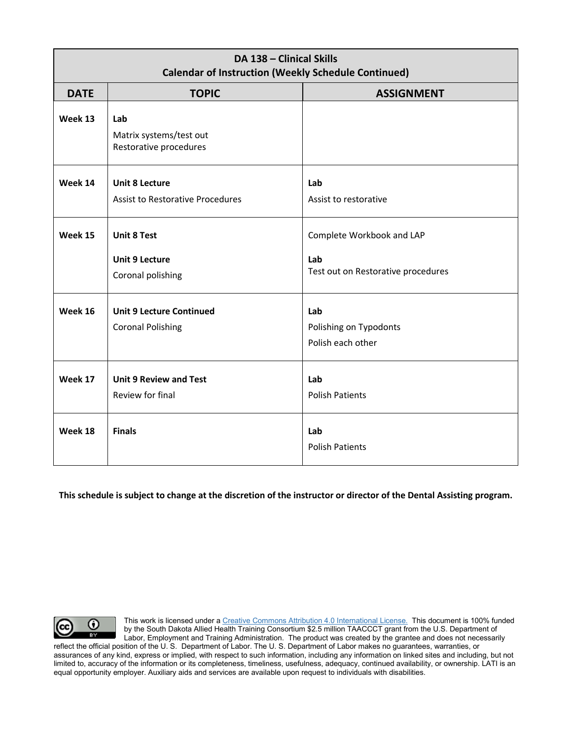| DA 138 – Clinical Skills<br>Calendar of Instruction (Weekly Schedule Continued) | | |
|---|---|---|
| **DATE** | **TOPIC** | **ASSIGNMENT** |
| **Week 13** | **Lab**<br>Matrix systems/test out<br>Restorative procedures | |
| **Week 14** | **Unit 8 Lecture**<br>Assist to Restorative Procedures | **Lab**<br>Assist to restorative |
| **Week 15** | **Unit 8 Test**<br>**Unit 9 Lecture**<br>Coronal polishing | Complete Workbook and LAP<br>**Lab**<br>Test out on Restorative procedures |
| **Week 16** | **Unit 9 Lecture Continued**<br>Coronal Polishing | **Lab**<br>Polishing on Typodonts<br>Polish each other |
| **Week 17** | **Unit 9 Review and Test**<br>Review for final | **Lab**<br>Polish Patients |
| **Week 18** | **Finals** | **Lab**<br>Polish Patients |

**This schedule is subject to change at the discretion of the instructor or director of the Dental Assisting program.**

This work is licensed under a Creative Commons Attribution 4.0 International License. This document is 100% funded by the South Dakota Allied Health Training Consortium $2.5 million TAACCCT grant from the U.S. Department of Labor, Employment and Training Administration. The product was created by the grantee and does not necessarily reflect the official position of the U. S. Department of Labor. The U. S. Department of Labor makes no guarantees, warranties, or assurances of any kind, express or implied, with respect to such information, including any information on linked sites and including, but not limited to, accuracy of the information or its completeness, timeliness, usefulness, adequacy, continued availability, or ownership. LATI is an equal opportunity employer. Auxiliary aids and services are available upon request to individuals with disabilities.